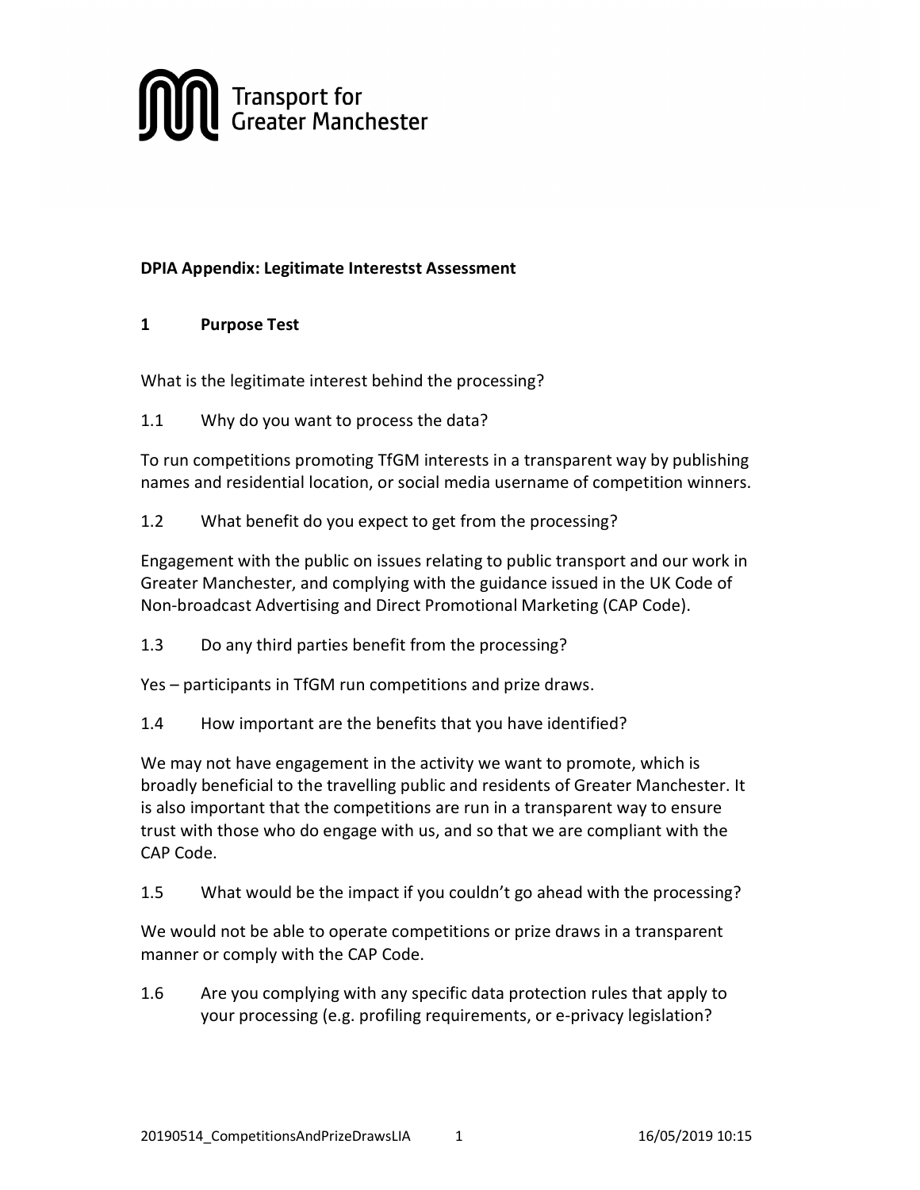Transport for Greater Manchester

**DPIA Appendix: Legitimate Interestst Assessment**

## 1 Purpose Test

What is the legitimate interest behind the processing?

1.1 Why do you want to process the data?

To run competitions promoting TfGM interests in a transparent way by publishing names and residential location, or social media username of competition winners.

1.2 What benefit do you expect to get from the processing?

Engagement with the public on issues relating to public transport and our work in Greater Manchester, and complying with the guidance issued in the UK Code of Non-broadcast Advertising and Direct Promotional Marketing (CAP Code).

1.3 Do any third parties benefit from the processing?

Yes – participants in TfGM run competitions and prize draws.

1.4 How important are the benefits that you have identified?

We may not have engagement in the activity we want to promote, which is broadly beneficial to the travelling public and residents of Greater Manchester. It is also important that the competitions are run in a transparent way to ensure trust with those who do engage with us, and so that we are compliant with the CAP Code.

1.5 What would be the impact if you couldn't go ahead with the processing?

We would not be able to operate competitions or prize draws in a transparent manner or comply with the CAP Code.

1.6 Are you complying with any specific data protection rules that apply to your processing (e.g. profiling requirements, or e-privacy legislation?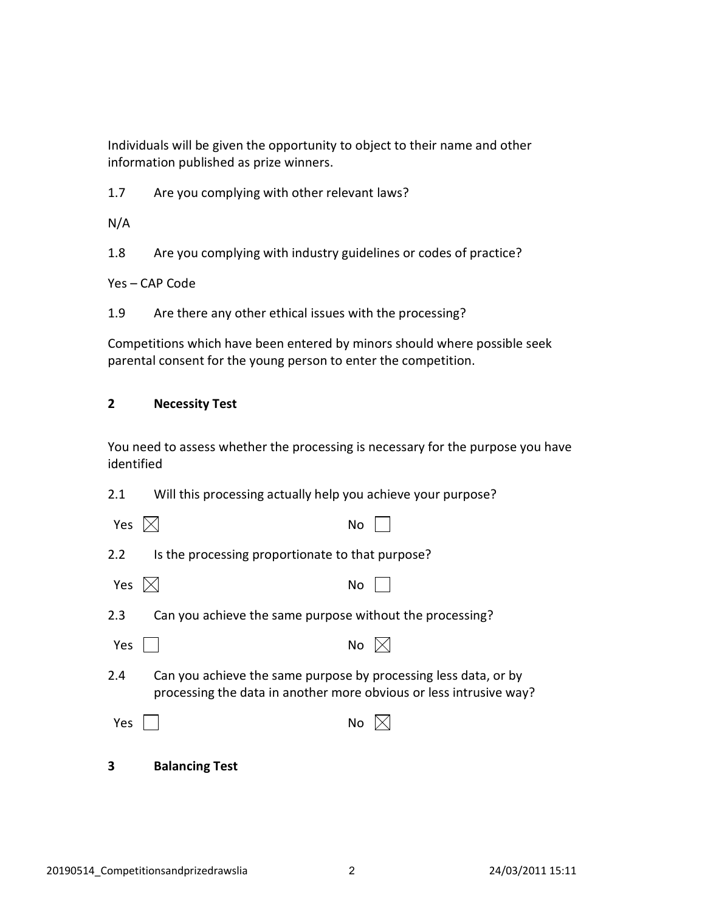Individuals will be given the opportunity to object to their name and other information published as prize winners.

1.7 Are you complying with other relevant laws?

N/A

1.8 Are you complying with industry guidelines or codes of practice?

Yes – CAP Code

1.9 Are there any other ethical issues with the processing?

Competitions which have been entered by minors should where possible seek parental consent for the young person to enter the competition.

## 2 Necessity Test

You need to assess whether the processing is necessary for the purpose you have identified

2.1 Will this processing actually help you achieve your purpose?

Yes ☒ No ☐

2.2 Is the processing proportionate to that purpose?

Yes ☒ No ☐

2.3 Can you achieve the same purpose without the processing?

Yes ☐ No ☒

2.4 Can you achieve the same purpose by processing less data, or by processing the data in another more obvious or less intrusive way?

Yes ☐ No ☒

## 3 Balancing Test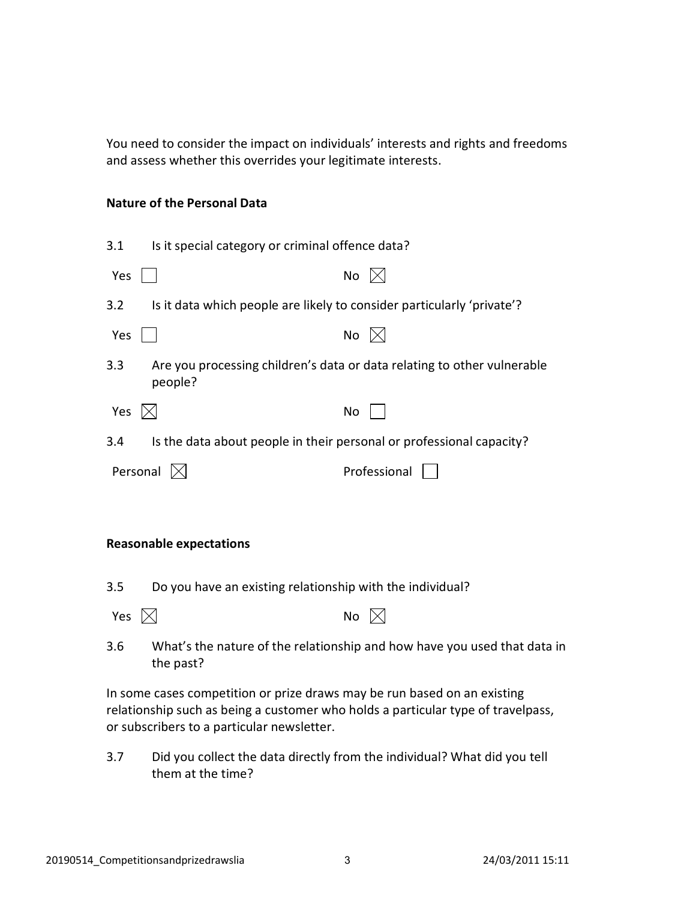You need to consider the impact on individuals' interests and rights and freedoms and assess whether this overrides your legitimate interests.

**Nature of the Personal Data**

3.1 Is it special category or criminal offence data?

Yes ☐ No ☒

3.2 Is it data which people are likely to consider particularly 'private'?

Yes ☐ No ☒

3.3 Are you processing children's data or data relating to other vulnerable people?

Yes ☒ No ☐

3.4 Is the data about people in their personal or professional capacity?

Personal ☒ Professional ☐

**Reasonable expectations**

3.5 Do you have an existing relationship with the individual?

Yes ☒ No ☒

3.6 What's the nature of the relationship and how have you used that data in the past?

In some cases competition or prize draws may be run based on an existing relationship such as being a customer who holds a particular type of travelpass, or subscribers to a particular newsletter.

3.7 Did you collect the data directly from the individual? What did you tell them at the time?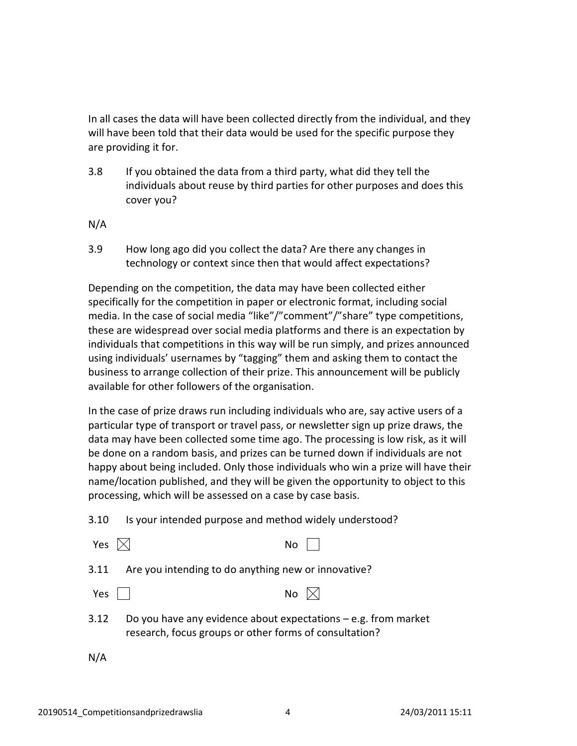In all cases the data will have been collected directly from the individual, and they will have been told that their data would be used for the specific purpose they are providing it for.

3.8 If you obtained the data from a third party, what did they tell the individuals about reuse by third parties for other purposes and does this cover you?

N/A

3.9 How long ago did you collect the data? Are there any changes in technology or context since then that would affect expectations?

Depending on the competition, the data may have been collected either specifically for the competition in paper or electronic format, including social media. In the case of social media "like"/"comment"/"share" type competitions, these are widespread over social media platforms and there is an expectation by individuals that competitions in this way will be run simply, and prizes announced using individuals' usernames by "tagging" them and asking them to contact the business to arrange collection of their prize. This announcement will be publicly available for other followers of the organisation.

In the case of prize draws run including individuals who are, say active users of a particular type of transport or travel pass, or newsletter sign up prize draws, the data may have been collected some time ago. The processing is low risk, as it will be done on a random basis, and prizes can be turned down if individuals are not happy about being included. Only those individuals who win a prize will have their name/location published, and they will be given the opportunity to object to this processing, which will be assessed on a case by case basis.

3.10 Is your intended purpose and method widely understood?

Yes ☒ No ☐

3.11 Are you intending to do anything new or innovative?

Yes ☐ No ☒

3.12 Do you have any evidence about expectations – e.g. from market research, focus groups or other forms of consultation?

N/A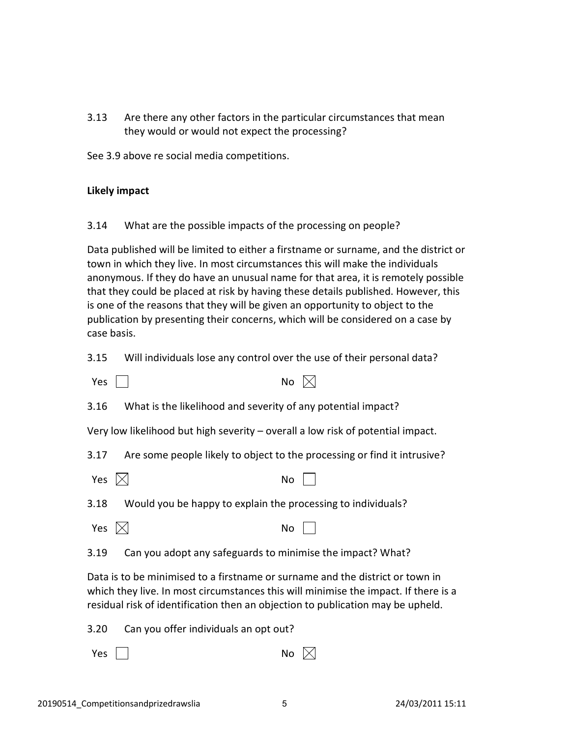3.13 Are there any other factors in the particular circumstances that mean they would or would not expect the processing?

See 3.9 above re social media competitions.

**Likely impact**

3.14 What are the possible impacts of the processing on people?

Data published will be limited to either a firstname or surname, and the district or town in which they live. In most circumstances this will make the individuals anonymous. If they do have an unusual name for that area, it is remotely possible that they could be placed at risk by having these details published. However, this is one of the reasons that they will be given an opportunity to object to the publication by presenting their concerns, which will be considered on a case by case basis.

3.15 Will individuals lose any control over the use of their personal data?

Yes ☐ No ☒

3.16 What is the likelihood and severity of any potential impact?

Very low likelihood but high severity – overall a low risk of potential impact.

3.17 Are some people likely to object to the processing or find it intrusive?

Yes ☒ No ☐

3.18 Would you be happy to explain the processing to individuals?

Yes ☒ No ☐

3.19 Can you adopt any safeguards to minimise the impact? What?

Data is to be minimised to a firstname or surname and the district or town in which they live. In most circumstances this will minimise the impact. If there is a residual risk of identification then an objection to publication may be upheld.

3.20 Can you offer individuals an opt out?

Yes ☐ No ☒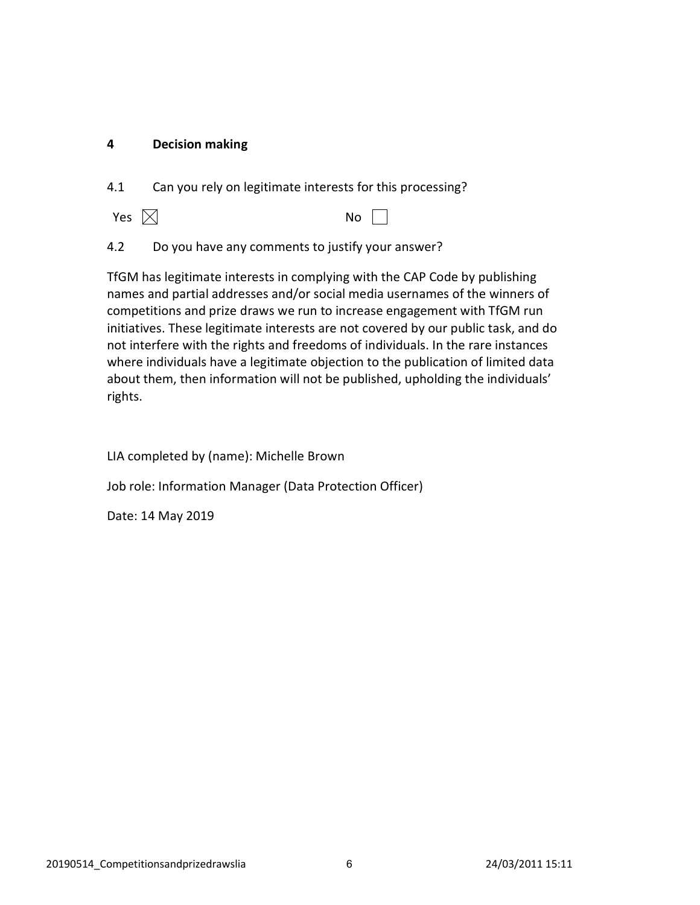## 4 Decision making

4.1 Can you rely on legitimate interests for this processing?

Yes ☒ No ☐

4.2 Do you have any comments to justify your answer?

TfGM has legitimate interests in complying with the CAP Code by publishing names and partial addresses and/or social media usernames of the winners of competitions and prize draws we run to increase engagement with TfGM run initiatives. These legitimate interests are not covered by our public task, and do not interfere with the rights and freedoms of individuals. In the rare instances where individuals have a legitimate objection to the publication of limited data about them, then information will not be published, upholding the individuals' rights.

LIA completed by (name): Michelle Brown

Job role: Information Manager (Data Protection Officer)

Date: 14 May 2019